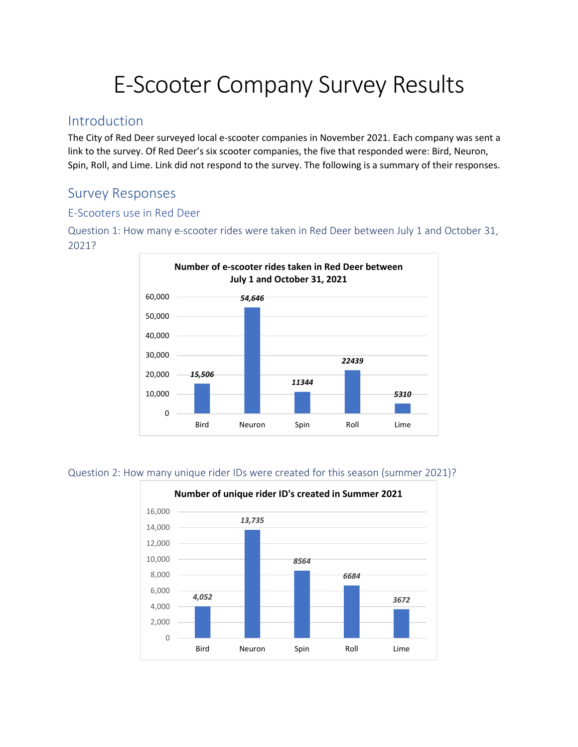# E-Scooter Company Survey Results

## Introduction

The City of Red Deer surveyed local e-scooter companies in November 2021. Each company was sent a link to the survey. Of Red Deer's six scooter companies, the five that responded were: Bird, Neuron, Spin, Roll, and Lime. Link did not respond to the survey. The following is a summary of their responses.

## Survey Responses

### E-Scooters use in Red Deer

#### Question 1: How many e-scooter rides were taken in Red Deer between July 1 and October 31, 2021?

**Number of e-scooter rides taken in Red Deer between July 1 and October 31, 2021**

60,000
50,000
40,000
30,000
20,000
10,000
0

Bird: *15,506*
Neuron: *54,646*
Spin: *11344*
Roll: *22439*
Lime: *5310*

#### Question 2: How many unique rider IDs were created for this season (summer 2021)?

**Number of unique rider ID's created in Summer 2021**

16,000
14,000
12,000
10,000
8,000
6,000
4,000
2,000
0

Bird: *4,052*
Neuron: *13,735*
Spin: *8564*
Roll: *6684*
Lime: *3672*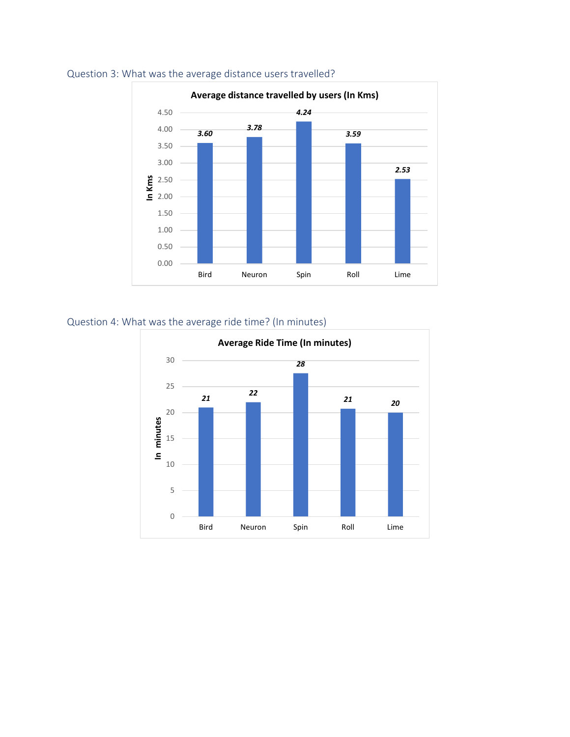### Question 3: What was the average distance users travelled?

Average distance travelled by users (In Kms)

In Kms

4.50
4.00
3.50
3.00
2.50
2.00
1.50
1.00
0.50
0.00

3.60
3.78
4.24
3.59
2.53

Bird
Neuron
Spin
Roll
Lime

### Question 4: What was the average ride time? (In minutes)

Average Ride Time (In minutes)

In minutes

30
25
20
15
10
5
0

21
22
28
21
20

Bird
Neuron
Spin
Roll
Lime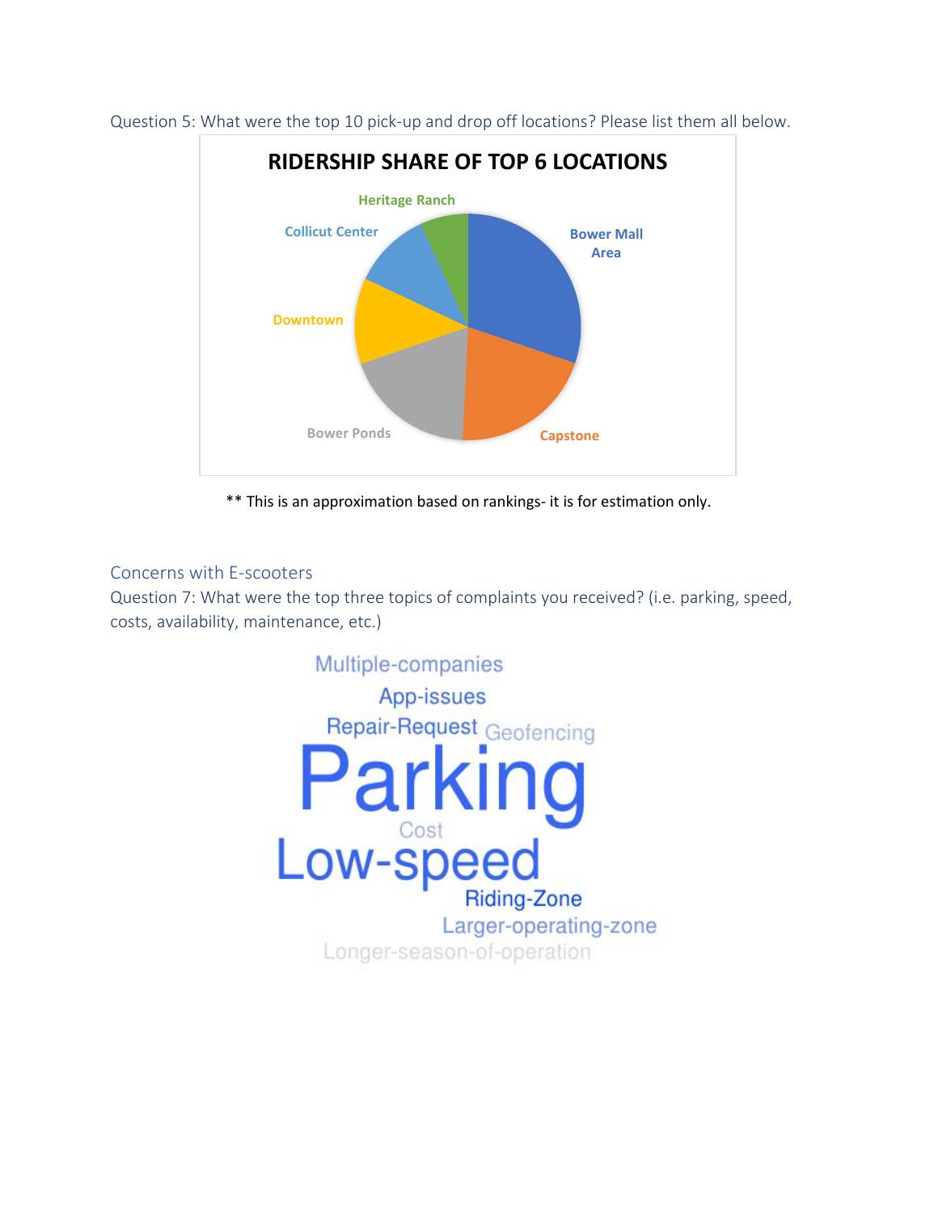Question 5: What were the top 10 pick-up and drop off locations? Please list them all below.

RIDERSHIP SHARE OF TOP 6 LOCATIONS

Heritage Ranch

Collicut Center

Bower Mall Area

Downtown

Bower Ponds

Capstone

** This is an approximation based on rankings- it is for estimation only.

## Concerns with E-scooters

Question 7: What were the top three topics of complaints you received? (i.e. parking, speed, costs, availability, maintenance, etc.)

Multiple-companies

App-issues

Repair-Request

Geofencing

Parking

Cost

Low-speed

Riding-Zone

Larger-operating-zone

Longer-season-of-operation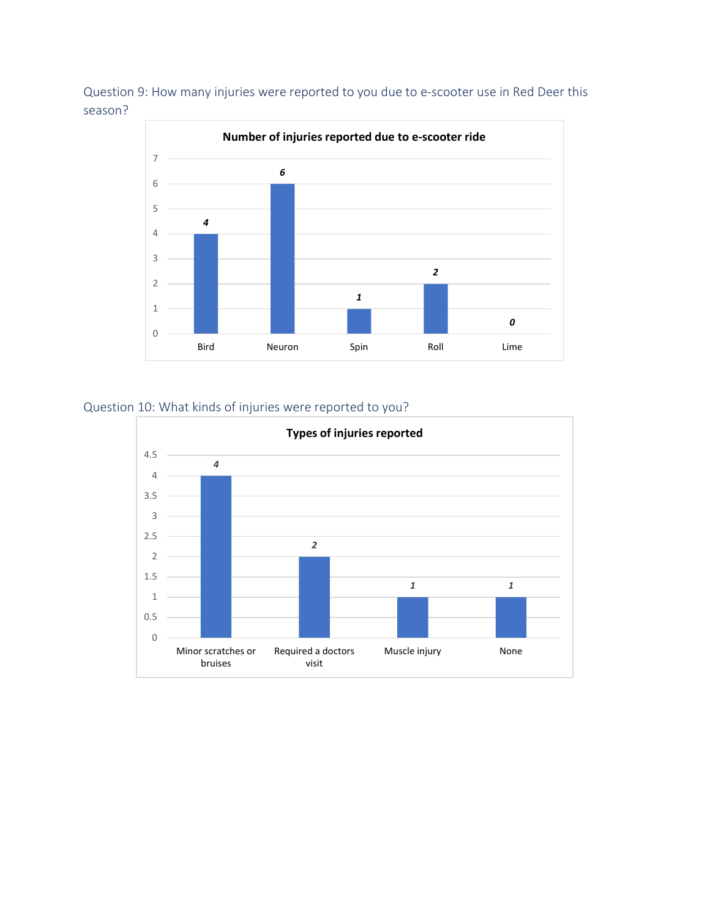## Question 9: How many injuries were reported to you due to e-scooter use in Red Deer this season?

**Number of injuries reported due to e-scooter ride**

| Company | Number of injuries |
| --- | --- |
| Bird | 4 |
| Neuron | 6 |
| Spin | 1 |
| Roll | 2 |
| Lime | 0 |

## Question 10: What kinds of injuries were reported to you?

**Types of injuries reported**

| Type of injury | Count |
| --- | --- |
| Minor scratches or bruises | 4 |
| Required a doctors visit | 2 |
| Muscle injury | 1 |
| None | 1 |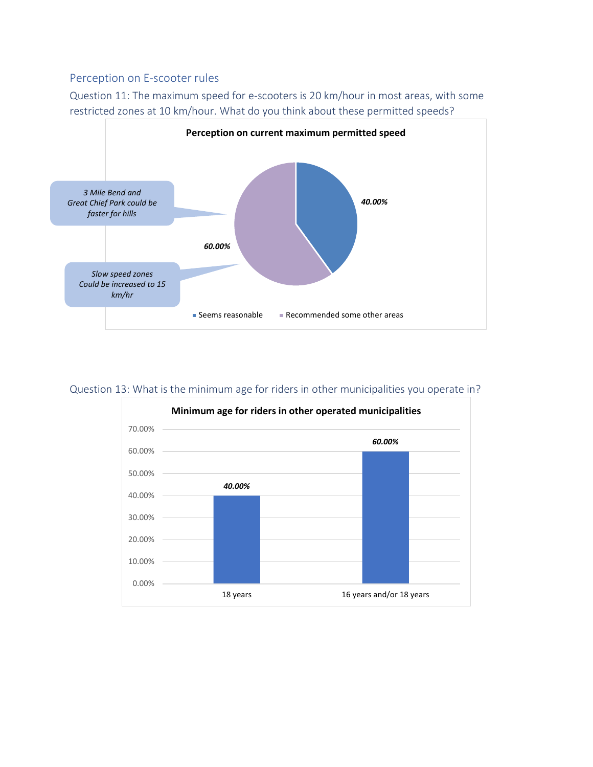## Perception on E-scooter rules

### Question 11: The maximum speed for e-scooters is 20 km/hour in most areas, with some restricted zones at 10 km/hour. What do you think about these permitted speeds?

**Perception on current maximum permitted speed**

*3 Mile Bend and Great Chief Park could be faster for hills*

*Slow speed zones Could be increased to 15 km/hr*

*40.00%*

*60.00%*

Seems reasonable

Recommended some other areas

### Question 13: What is the minimum age for riders in other municipalities you operate in?

**Minimum age for riders in other operated municipalities**

70.00%
60.00%
50.00%
40.00%
30.00%
20.00%
10.00%
0.00%

*40.00%*

*60.00%*

18 years

16 years and/or 18 years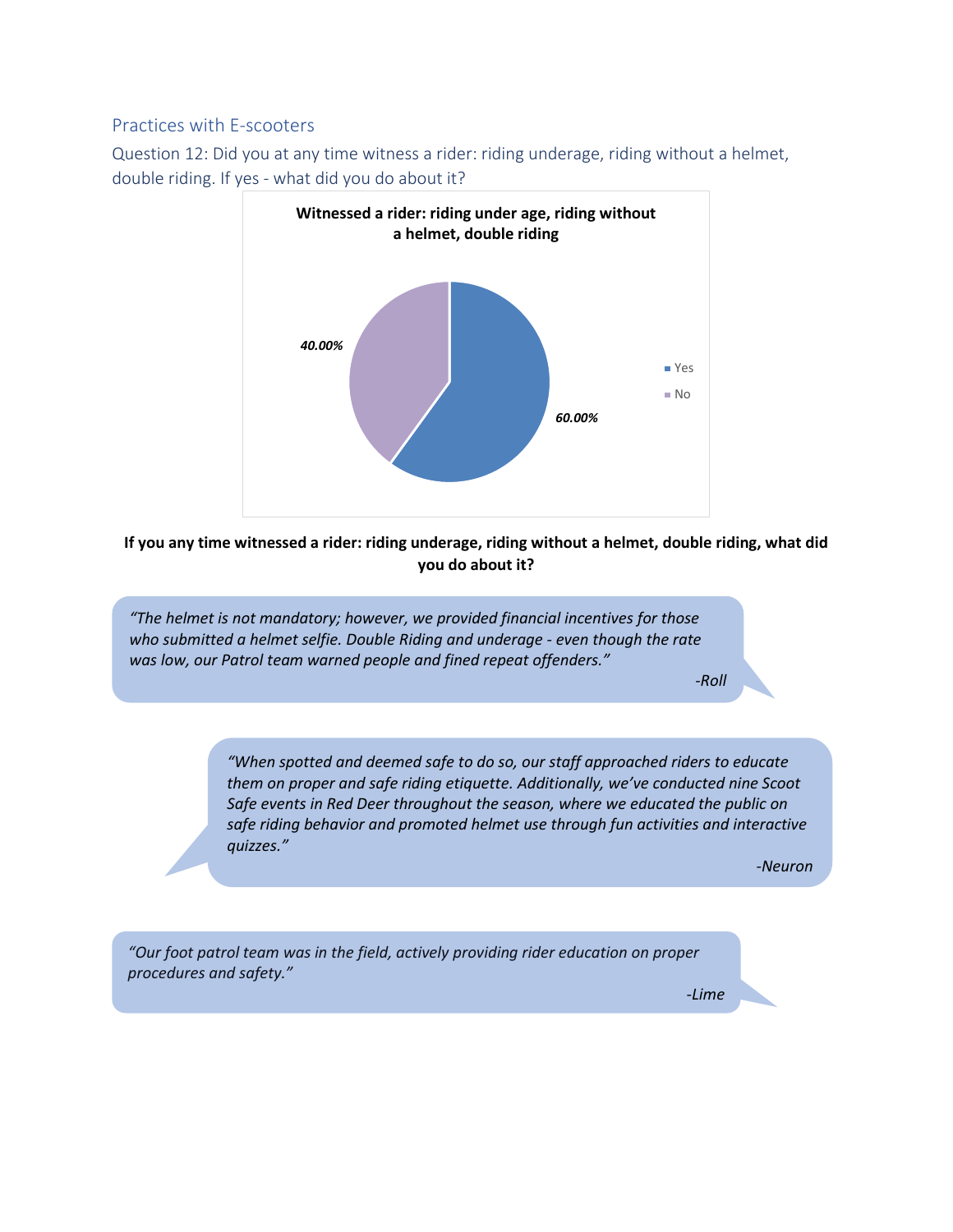## Practices with E-scooters

### Question 12: Did you at any time witness a rider: riding underage, riding without a helmet, double riding. If yes - what did you do about it?

**Witnessed a rider: riding under age, riding without a helmet, double riding**

40.00%

60.00%

Yes

No

**If you any time witnessed a rider: riding underage, riding without a helmet, double riding, what did you do about it?**

*"The helmet is not mandatory; however, we provided financial incentives for those who submitted a helmet selfie. Double Riding and underage - even though the rate was low, our Patrol team warned people and fined repeat offenders."*

*-Roll*

*"When spotted and deemed safe to do so, our staff approached riders to educate them on proper and safe riding etiquette. Additionally, we've conducted nine Scoot Safe events in Red Deer throughout the season, where we educated the public on safe riding behavior and promoted helmet use through fun activities and interactive quizzes."*

*-Neuron*

*"Our foot patrol team was in the field, actively providing rider education on proper procedures and safety."*

*-Lime*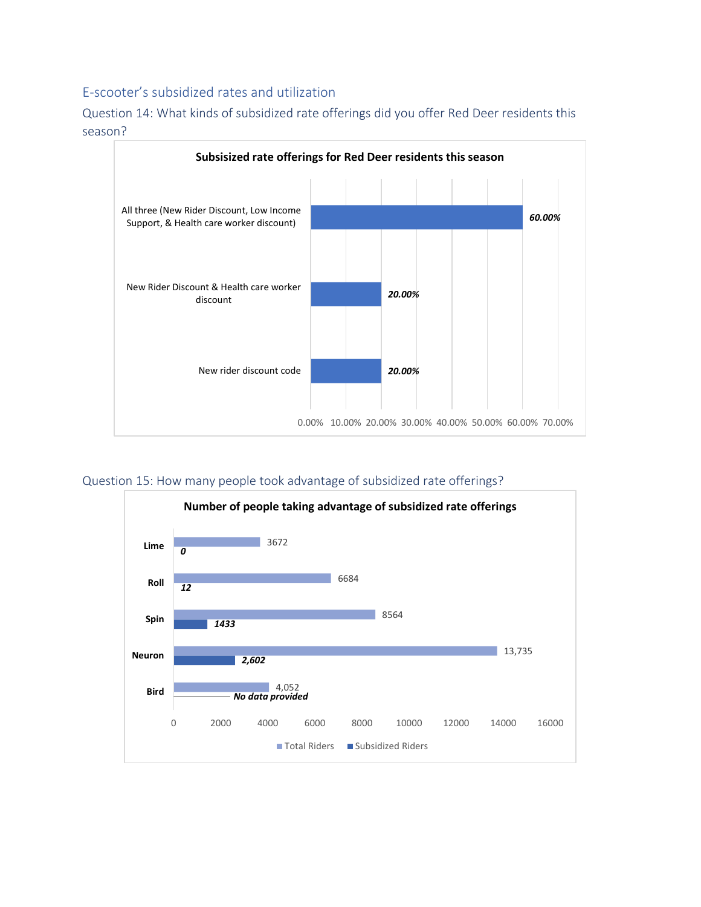## E-scooter's subsidized rates and utilization

### Question 14: What kinds of subsidized rate offerings did you offer Red Deer residents this season?

**Subsisized rate offerings for Red Deer residents this season**

All three (New Rider Discount, Low Income Support, & Health care worker discount) 60.00%

New Rider Discount & Health care worker discount 20.00%

New rider discount code 20.00%

0.00% 10.00% 20.00% 30.00% 40.00% 50.00% 60.00% 70.00%

### Question 15: How many people took advantage of subsidized rate offerings?

**Number of people taking advantage of subsidized rate offerings**

Lime 3672 0

Roll 6684 12

Spin 8564 1433

Neuron 13,735 2,602

Bird 4,052 No data provided

0 2000 4000 6000 8000 10000 12000 14000 16000

Total Riders Subsidized Riders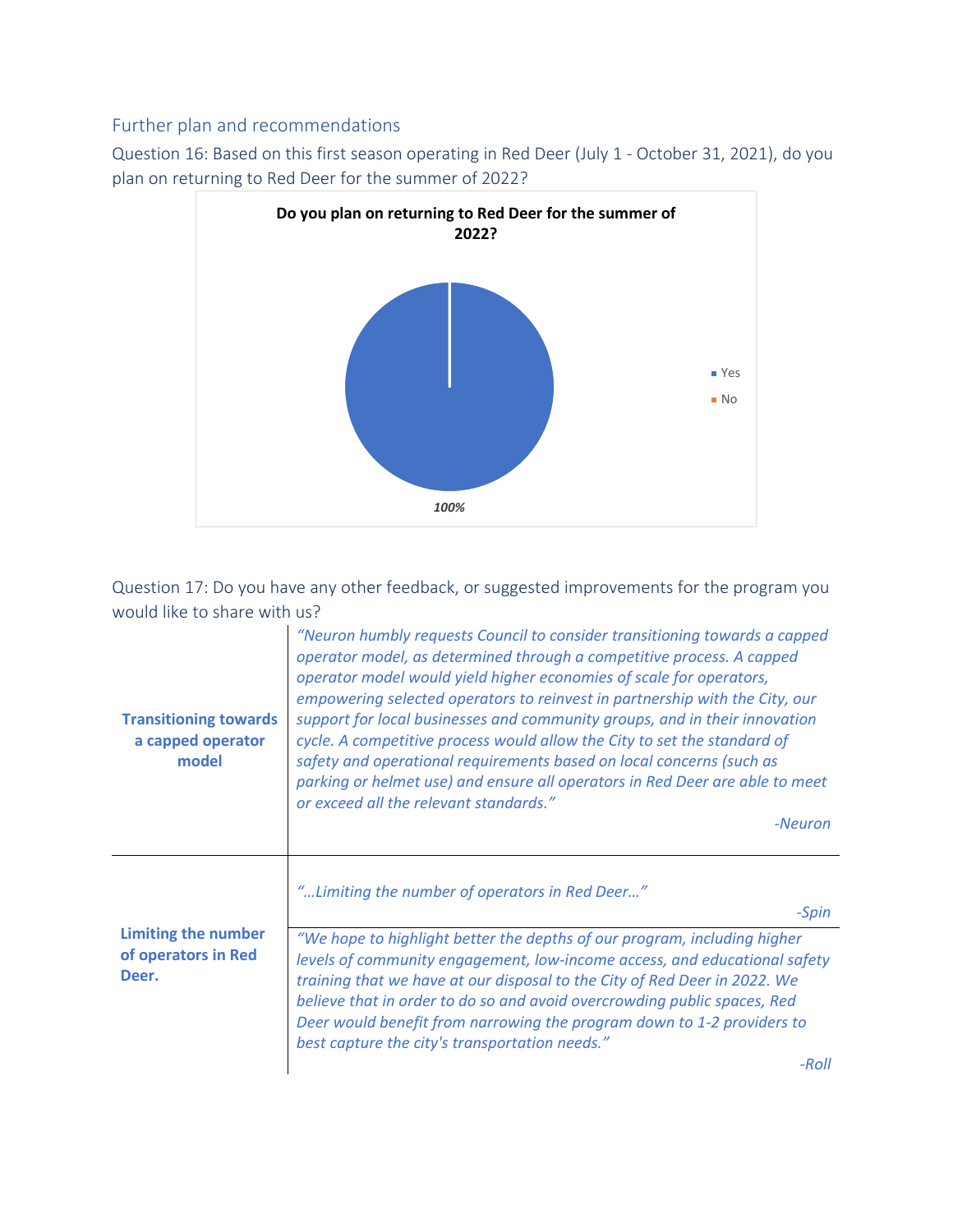## Further plan and recommendations

Question 16: Based on this first season operating in Red Deer (July 1 - October 31, 2021), do you plan on returning to Red Deer for the summer of 2022?

**Do you plan on returning to Red Deer for the summer of 2022?**

Yes
No

*100%*

Question 17: Do you have any other feedback, or suggested improvements for the program you would like to share with us?

| | |
|---|---|
| **Transitioning towards a capped operator model** | *"Neuron humbly requests Council to consider transitioning towards a capped operator model, as determined through a competitive process. A capped operator model would yield higher economies of scale for operators, empowering selected operators to reinvest in partnership with the City, our support for local businesses and community groups, and in their innovation cycle. A competitive process would allow the City to set the standard of safety and operational requirements based on local concerns (such as parking or helmet use) and ensure all operators in Red Deer are able to meet or exceed all the relevant standards."* *-Neuron* |
| **Limiting the number of operators in Red Deer.** | *"…Limiting the number of operators in Red Deer…"* *-Spin* |
| | *"We hope to highlight better the depths of our program, including higher levels of community engagement, low-income access, and educational safety training that we have at our disposal to the City of Red Deer in 2022. We believe that in order to do so and avoid overcrowding public spaces, Red Deer would benefit from narrowing the program down to 1-2 providers to best capture the city's transportation needs."* *-Roll* |